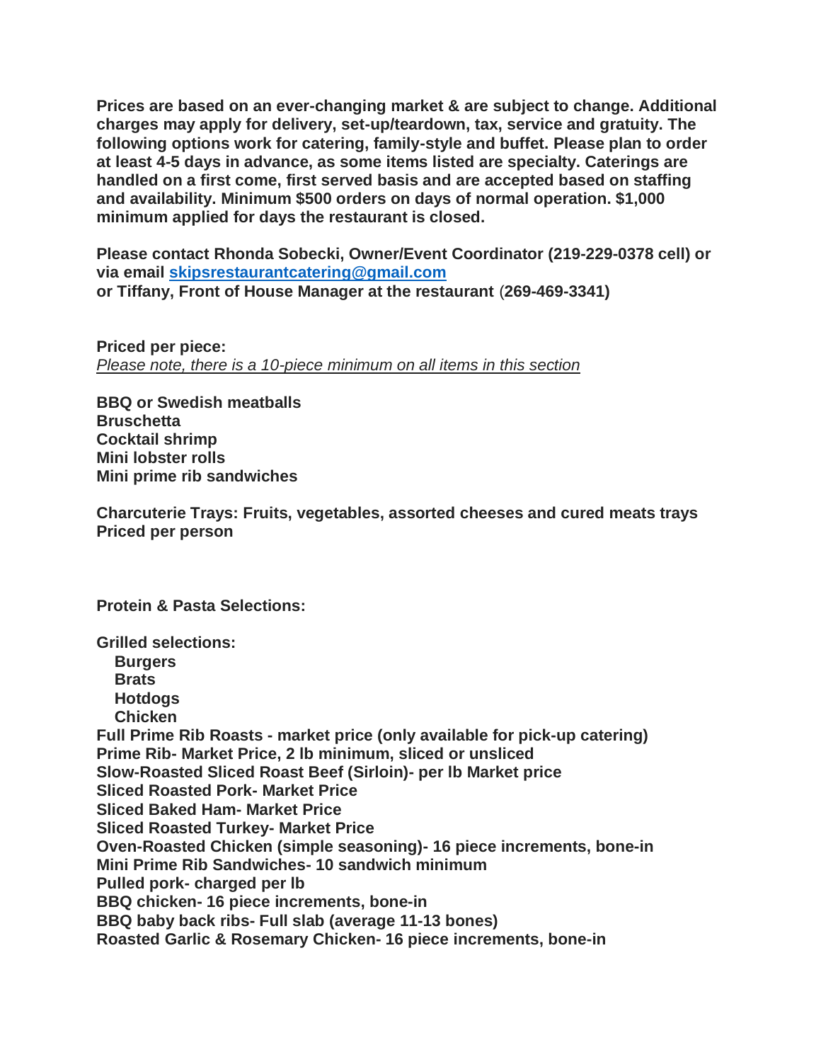**Prices are based on an ever-changing market & are subject to change. Additional charges may apply for delivery, set-up/teardown, tax, service and gratuity. The following options work for catering, family-style and buffet. Please plan to order at least 4-5 days in advance, as some items listed are specialty. Caterings are handled on a first come, first served basis and are accepted based on staffing and availability. Minimum $500 orders on days of normal operation. $1,000 minimum applied for days the restaurant is closed.**

**Please contact Rhonda Sobecki, Owner/Event Coordinator (219-229-0378 cell) or via email [skipsrestaurantcatering@gmail.com](mailto:skipsrestaurantcatering@gmail.com)**
**or Tiffany, Front of House Manager at the restaurant (269-469-3341)**

**Priced per piece:**
*Please note, there is a 10-piece minimum on all items in this section*

**BBQ or Swedish meatballs**
**Bruschetta**
**Cocktail shrimp**
**Mini lobster rolls**
**Mini prime rib sandwiches**

**Charcuterie Trays: Fruits, vegetables, assorted cheeses and cured meats trays**
**Priced per person**

**Protein & Pasta Selections:**

**Grilled selections:**
- **Burgers**
- **Brats**
- **Hotdogs**
- **Chicken**

**Full Prime Rib Roasts - market price (only available for pick-up catering)**
**Prime Rib- Market Price, 2 lb minimum, sliced or unsliced**
**Slow-Roasted Sliced Roast Beef (Sirloin)- per lb Market price**
**Sliced Roasted Pork- Market Price**
**Sliced Baked Ham- Market Price**
**Sliced Roasted Turkey- Market Price**
**Oven-Roasted Chicken (simple seasoning)- 16 piece increments, bone-in**
**Mini Prime Rib Sandwiches- 10 sandwich minimum**
**Pulled pork- charged per lb**
**BBQ chicken- 16 piece increments, bone-in**
**BBQ baby back ribs- Full slab (average 11-13 bones)**
**Roasted Garlic & Rosemary Chicken- 16 piece increments, bone-in**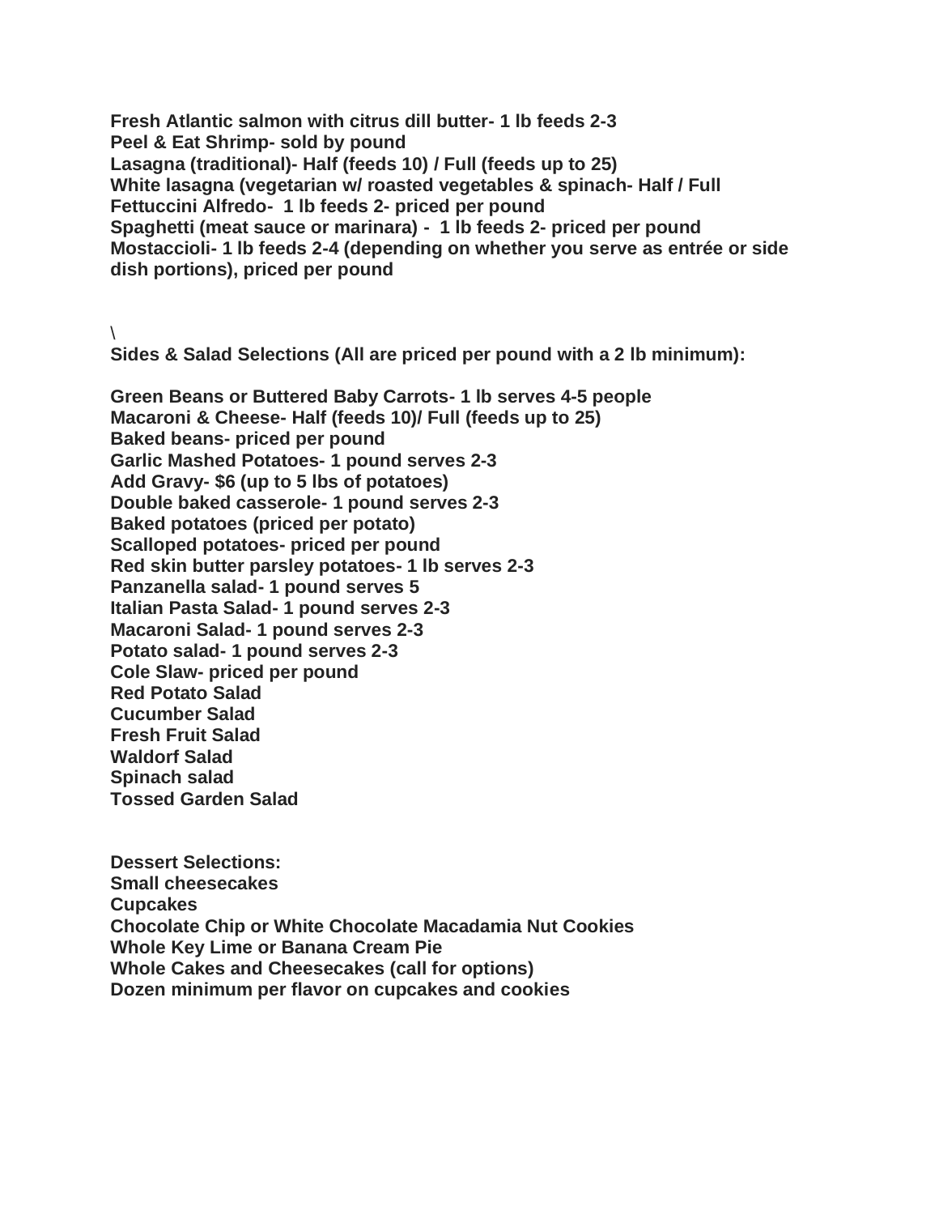**Fresh Atlantic salmon with citrus dill butter- 1 lb feeds 2-3**
**Peel & Eat Shrimp- sold by pound**
**Lasagna (traditional)- Half (feeds 10) / Full (feeds up to 25)**
**White lasagna (vegetarian w/ roasted vegetables & spinach- Half / Full**
**Fettuccini Alfredo- 1 lb feeds 2- priced per pound**
**Spaghetti (meat sauce or marinara) - 1 lb feeds 2- priced per pound**
**Mostaccioli- 1 lb feeds 2-4 (depending on whether you serve as entrée or side dish portions), priced per pound**

\

**Sides & Salad Selections (All are priced per pound with a 2 lb minimum):**

**Green Beans or Buttered Baby Carrots- 1 lb serves 4-5 people**
**Macaroni & Cheese- Half (feeds 10)/ Full (feeds up to 25)**
**Baked beans- priced per pound**
**Garlic Mashed Potatoes- 1 pound serves 2-3**
**Add Gravy- $6 (up to 5 lbs of potatoes)**
**Double baked casserole- 1 pound serves 2-3**
**Baked potatoes (priced per potato)**
**Scalloped potatoes- priced per pound**
**Red skin butter parsley potatoes- 1 lb serves 2-3**
**Panzanella salad- 1 pound serves 5**
**Italian Pasta Salad- 1 pound serves 2-3**
**Macaroni Salad- 1 pound serves 2-3**
**Potato salad- 1 pound serves 2-3**
**Cole Slaw- priced per pound**
**Red Potato Salad**
**Cucumber Salad**
**Fresh Fruit Salad**
**Waldorf Salad**
**Spinach salad**
**Tossed Garden Salad**

**Dessert Selections:**
**Small cheesecakes**
**Cupcakes**
**Chocolate Chip or White Chocolate Macadamia Nut Cookies**
**Whole Key Lime or Banana Cream Pie**
**Whole Cakes and Cheesecakes (call for options)**
**Dozen minimum per flavor on cupcakes and cookies**